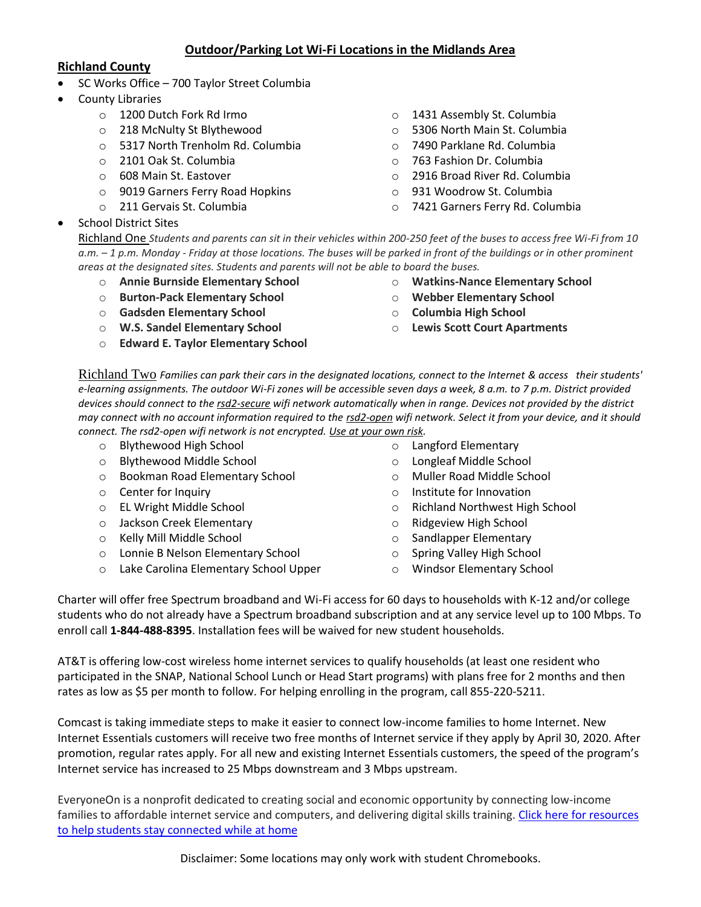# Outdoor/Parking Lot Wi-Fi Locations in the Midlands Area

## Richland County

- SC Works Office – 700 Taylor Street Columbia
- County Libraries
  - 1200 Dutch Fork Rd Irmo
  - 218 McNulty St Blythewood
  - 5317 North Trenholm Rd. Columbia
  - 2101 Oak St. Columbia
  - 608 Main St. Eastover
  - 9019 Garners Ferry Road Hopkins
  - 211 Gervais St. Columbia
  - 1431 Assembly St. Columbia
  - 5306 North Main St. Columbia
  - 7490 Parklane Rd. Columbia
  - 763 Fashion Dr. Columbia
  - 2916 Broad River Rd. Columbia
  - 931 Woodrow St. Columbia
  - 7421 Garners Ferry Rd. Columbia
- School District Sites

  Richland One *Students and parents can sit in their vehicles within 200-250 feet of the buses to access free Wi-Fi from 10 a.m. – 1 p.m. Monday - Friday at those locations. The buses will be parked in front of the buildings or in other prominent areas at the designated sites. Students and parents will not be able to board the buses.*

  - **Annie Burnside Elementary School**
  - **Burton-Pack Elementary School**
  - **Gadsden Elementary School**
  - **W.S. Sandel Elementary School**
  - **Edward E. Taylor Elementary School**
  - **Watkins-Nance Elementary School**
  - **Webber Elementary School**
  - **Columbia High School**
  - **Lewis Scott Court Apartments**

  Richland Two *Families can park their cars in the designated locations, connect to the Internet & access their students' e-learning assignments. The outdoor Wi-Fi zones will be accessible seven days a week, 8 a.m. to 7 p.m. District provided devices should connect to the rsd2-secure wifi network automatically when in range. Devices not provided by the district may connect with no account information required to the rsd2-open wifi network. Select it from your device, and it should connect. The rsd2-open wifi network is not encrypted. Use at your own risk.*

  - Blythewood High School
  - Blythewood Middle School
  - Bookman Road Elementary School
  - Center for Inquiry
  - EL Wright Middle School
  - Jackson Creek Elementary
  - Kelly Mill Middle School
  - Lonnie B Nelson Elementary School
  - Lake Carolina Elementary School Upper
  - Langford Elementary
  - Longleaf Middle School
  - Muller Road Middle School
  - Institute for Innovation
  - Richland Northwest High School
  - Ridgeview High School
  - Sandlapper Elementary
  - Spring Valley High School
  - Windsor Elementary School

Charter will offer free Spectrum broadband and Wi-Fi access for 60 days to households with K-12 and/or college students who do not already have a Spectrum broadband subscription and at any service level up to 100 Mbps. To enroll call **1-844-488-8395**. Installation fees will be waived for new student households.

AT&T is offering low-cost wireless home internet services to qualify households (at least one resident who participated in the SNAP, National School Lunch or Head Start programs) with plans free for 2 months and then rates as low as $5 per month to follow. For helping enrolling in the program, call 855-220-5211.

Comcast is taking immediate steps to make it easier to connect low-income families to home Internet. New Internet Essentials customers will receive two free months of Internet service if they apply by April 30, 2020. After promotion, regular rates apply. For all new and existing Internet Essentials customers, the speed of the program's Internet service has increased to 25 Mbps downstream and 3 Mbps upstream.

EveryoneOn is a nonprofit dedicated to creating social and economic opportunity by connecting low-income families to affordable internet service and computers, and delivering digital skills training. Click here for resources to help students stay connected while at home

Disclaimer: Some locations may only work with student Chromebooks.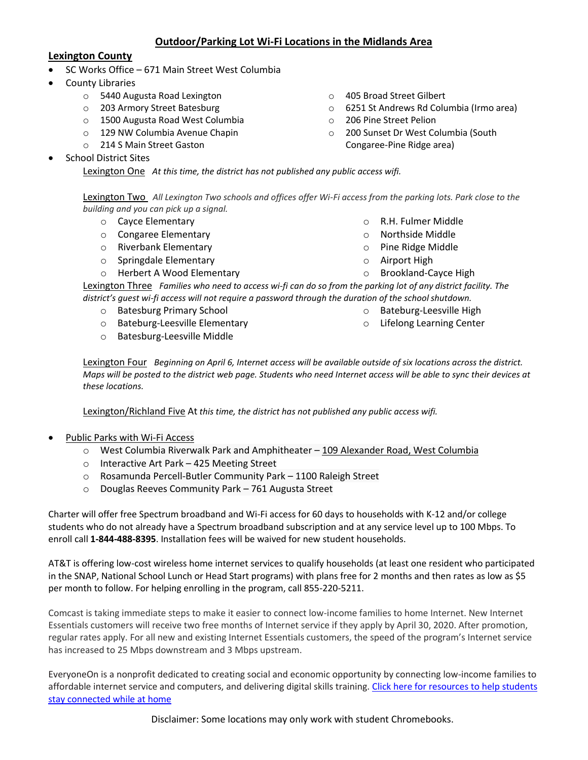## **Outdoor/Parking Lot Wi-Fi Locations in the Midlands Area**

### **Lexington County**

- SC Works Office – 671 Main Street West Columbia
- County Libraries
  - 5440 Augusta Road Lexington
  - 203 Armory Street Batesburg
  - 1500 Augusta Road West Columbia
  - 129 NW Columbia Avenue Chapin
  - 214 S Main Street Gaston
  - 405 Broad Street Gilbert
  - 6251 St Andrews Rd Columbia (Irmo area)
  - 206 Pine Street Pelion
  - 200 Sunset Dr West Columbia (South Congaree-Pine Ridge area)
- School District Sites

  Lexington One *At this time, the district has not published any public access wifi.*

  Lexington Two *All Lexington Two schools and offices offer Wi-Fi access from the parking lots. Park close to the building and you can pick up a signal.*
  - Cayce Elementary
  - Congaree Elementary
  - Riverbank Elementary
  - Springdale Elementary
  - Herbert A Wood Elementary
  - R.H. Fulmer Middle
  - Northside Middle
  - Pine Ridge Middle
  - Airport High
  - Brookland-Cayce High

  Lexington Three *Families who need to access wi-fi can do so from the parking lot of any district facility. The district's guest wi-fi access will not require a password through the duration of the school shutdown.*
  - Batesburg Primary School
  - Bateburg-Leesville Elementary
  - Batesburg-Leesville Middle
  - Bateburg-Leesville High
  - Lifelong Learning Center

  Lexington Four *Beginning on April 6, Internet access will be available outside of six locations across the district. Maps will be posted to the district web page. Students who need Internet access will be able to sync their devices at these locations.*

  Lexington/Richland Five At *this time, the district has not published any public access wifi.*

- Public Parks with Wi-Fi Access
  - West Columbia Riverwalk Park and Amphitheater – 109 Alexander Road, West Columbia
  - Interactive Art Park – 425 Meeting Street
  - Rosamunda Percell-Butler Community Park – 1100 Raleigh Street
  - Douglas Reeves Community Park – 761 Augusta Street

Charter will offer free Spectrum broadband and Wi-Fi access for 60 days to households with K-12 and/or college students who do not already have a Spectrum broadband subscription and at any service level up to 100 Mbps. To enroll call **1-844-488-8395**. Installation fees will be waived for new student households.

AT&T is offering low-cost wireless home internet services to qualify households (at least one resident who participated in the SNAP, National School Lunch or Head Start programs) with plans free for 2 months and then rates as low as $5 per month to follow. For helping enrolling in the program, call 855-220-5211.

Comcast is taking immediate steps to make it easier to connect low-income families to home Internet. New Internet Essentials customers will receive two free months of Internet service if they apply by April 30, 2020. After promotion, regular rates apply. For all new and existing Internet Essentials customers, the speed of the program's Internet service has increased to 25 Mbps downstream and 3 Mbps upstream.

EveryoneOn is a nonprofit dedicated to creating social and economic opportunity by connecting low-income families to affordable internet service and computers, and delivering digital skills training. Click here for resources to help students stay connected while at home

Disclaimer: Some locations may only work with student Chromebooks.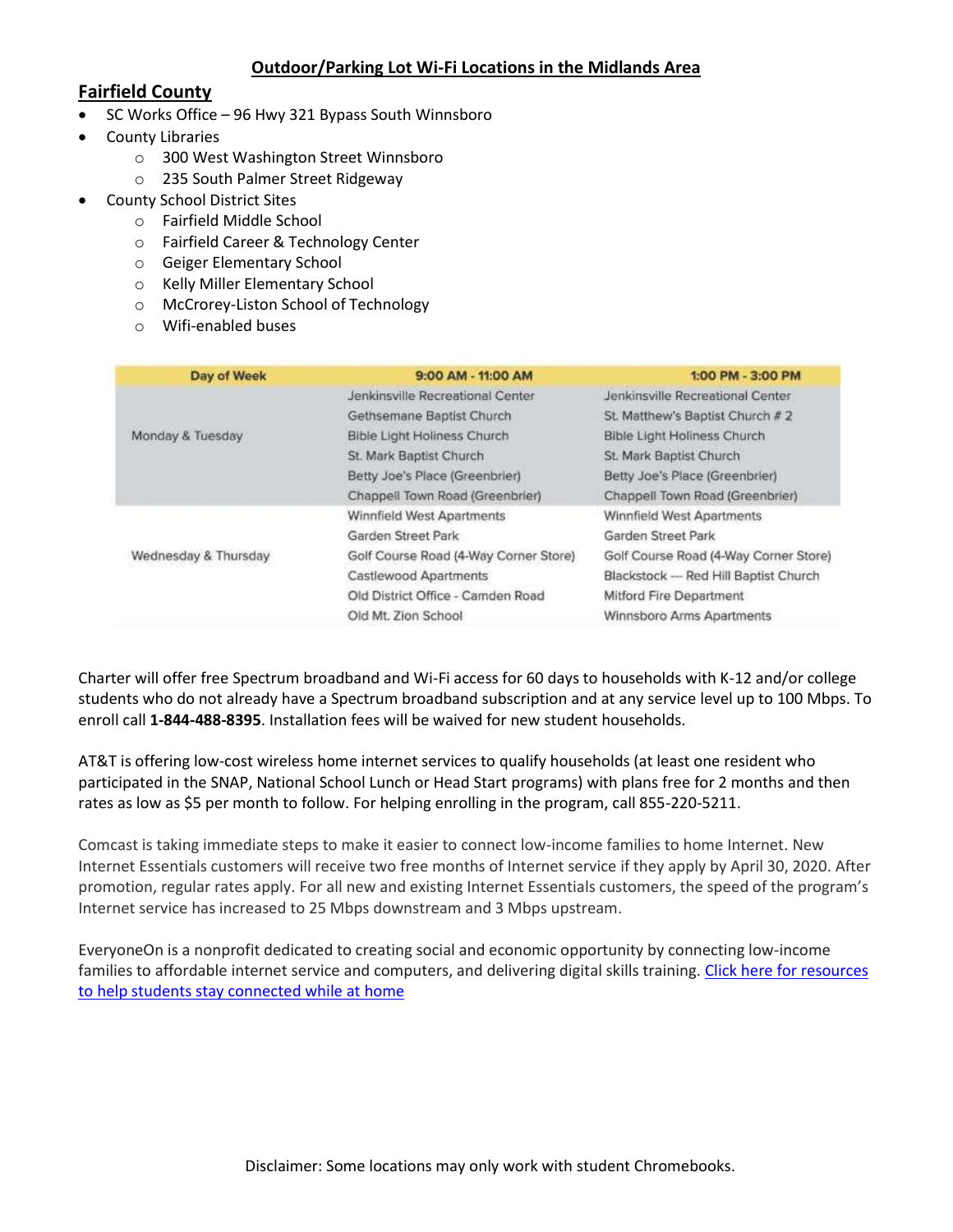**Outdoor/Parking Lot Wi-Fi Locations in the Midlands Area**

## Fairfield County

- SC Works Office – 96 Hwy 321 Bypass South Winnsboro
- County Libraries
  - 300 West Washington Street Winnsboro
  - 235 South Palmer Street Ridgeway
- County School District Sites
  - Fairfield Middle School
  - Fairfield Career & Technology Center
  - Geiger Elementary School
  - Kelly Miller Elementary School
  - McCrorey-Liston School of Technology
  - Wifi-enabled buses

| Day of Week | 9:00 AM - 11:00 AM | 1:00 PM - 3:00 PM |
|---|---|---|
| Monday & Tuesday | Jenkinsville Recreational Center | Jenkinsville Recreational Center |
| | Gethsemane Baptist Church | St. Matthew's Baptist Church # 2 |
| | Bible Light Holiness Church | Bible Light Holiness Church |
| | St. Mark Baptist Church | St. Mark Baptist Church |
| | Betty Joe's Place (Greenbrier) | Betty Joe's Place (Greenbrier) |
| | Chappell Town Road (Greenbrier) | Chappell Town Road (Greenbrier) |
| Wednesday & Thursday | Winnfield West Apartments | Winnfield West Apartments |
| | Garden Street Park | Garden Street Park |
| | Golf Course Road (4-Way Corner Store) | Golf Course Road (4-Way Corner Store) |
| | Castlewood Apartments | Blackstock — Red Hill Baptist Church |
| | Old District Office - Camden Road | Mitford Fire Department |
| | Old Mt. Zion School | Winnsboro Arms Apartments |

Charter will offer free Spectrum broadband and Wi-Fi access for 60 days to households with K-12 and/or college students who do not already have a Spectrum broadband subscription and at any service level up to 100 Mbps. To enroll call **1-844-488-8395**. Installation fees will be waived for new student households.

AT&T is offering low-cost wireless home internet services to qualify households (at least one resident who participated in the SNAP, National School Lunch or Head Start programs) with plans free for 2 months and then rates as low as $5 per month to follow. For helping enrolling in the program, call 855-220-5211.

Comcast is taking immediate steps to make it easier to connect low-income families to home Internet. New Internet Essentials customers will receive two free months of Internet service if they apply by April 30, 2020. After promotion, regular rates apply. For all new and existing Internet Essentials customers, the speed of the program's Internet service has increased to 25 Mbps downstream and 3 Mbps upstream.

EveryoneOn is a nonprofit dedicated to creating social and economic opportunity by connecting low-income families to affordable internet service and computers, and delivering digital skills training. Click here for resources to help students stay connected while at home

Disclaimer: Some locations may only work with student Chromebooks.